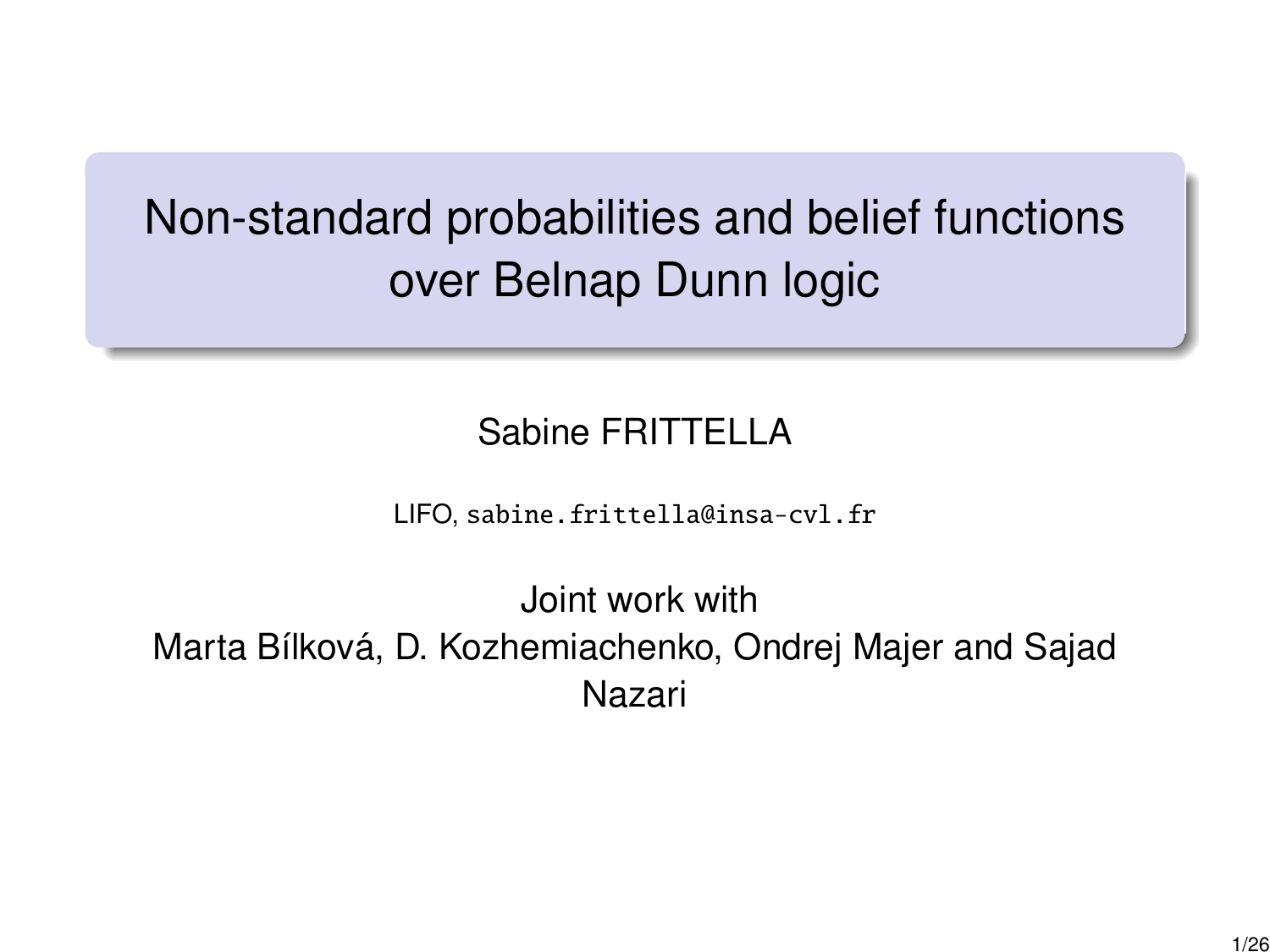# Non-standard probabilities and belief functions over Belnap Dunn logic

Sabine FRITTELLA

LIFO, sabine.frittella@insa-cvl.fr

Joint work with
Marta Bílková, D. Kozhemiachenko, Ondrej Majer and Sajad Nazari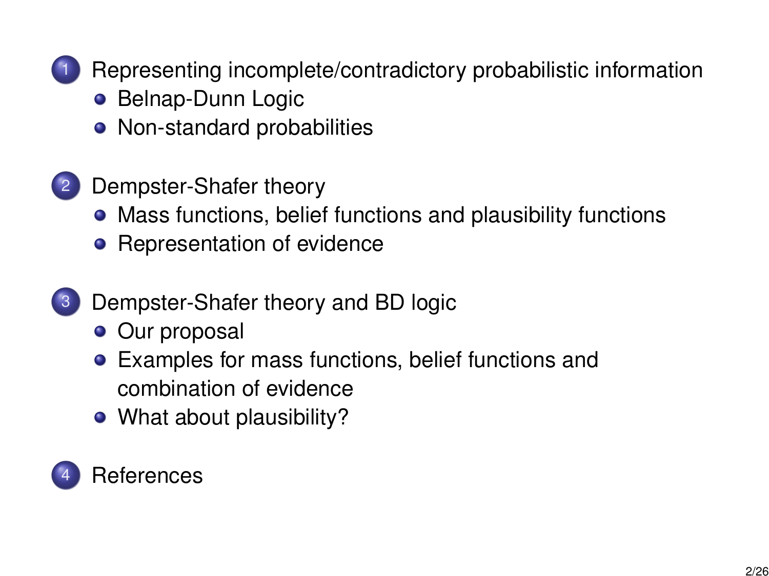1. Representing incomplete/contradictory probabilistic information
   - Belnap-Dunn Logic
   - Non-standard probabilities

2. Dempster-Shafer theory
   - Mass functions, belief functions and plausibility functions
   - Representation of evidence

3. Dempster-Shafer theory and BD logic
   - Our proposal
   - Examples for mass functions, belief functions and combination of evidence
   - What about plausibility?

4. References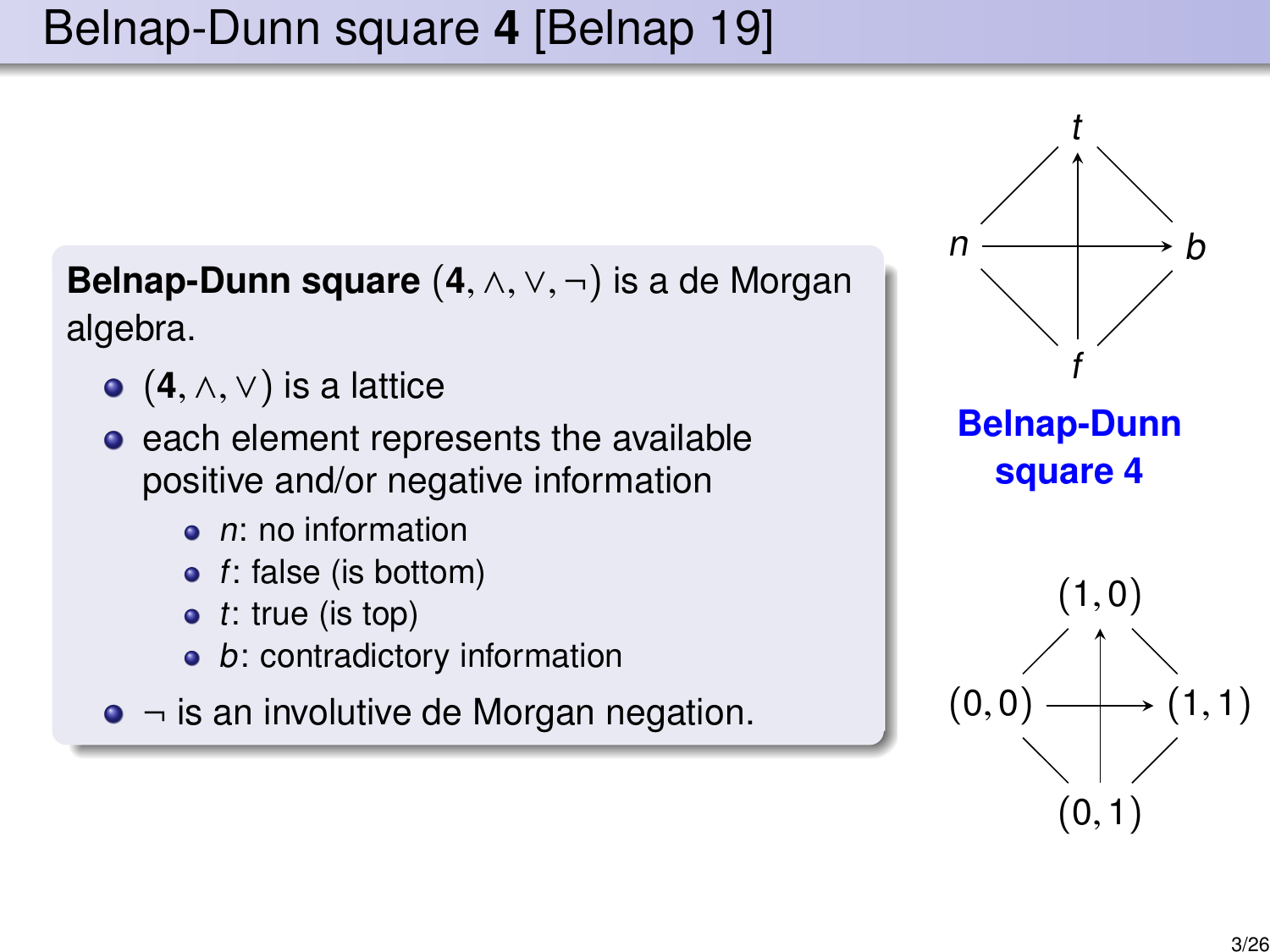# Belnap-Dunn square **4** [Belnap 19]

**Belnap-Dunn square** $(\mathbf{4}, \wedge, \vee, \neg)$ is a de Morgan algebra.

- $(\mathbf{4}, \wedge, \vee)$ is a lattice
- each element represents the available positive and/or negative information
  - *n*: no information
  - *f*: false (is bottom)
  - *t*: true (is top)
  - *b*: contradictory information
- $\neg$ is an involutive de Morgan negation.

$t$

$n \qquad b$

$f$

**Belnap-Dunn square 4**

$(1,0)$

$(0,0) \qquad (1,1)$

$(0,1)$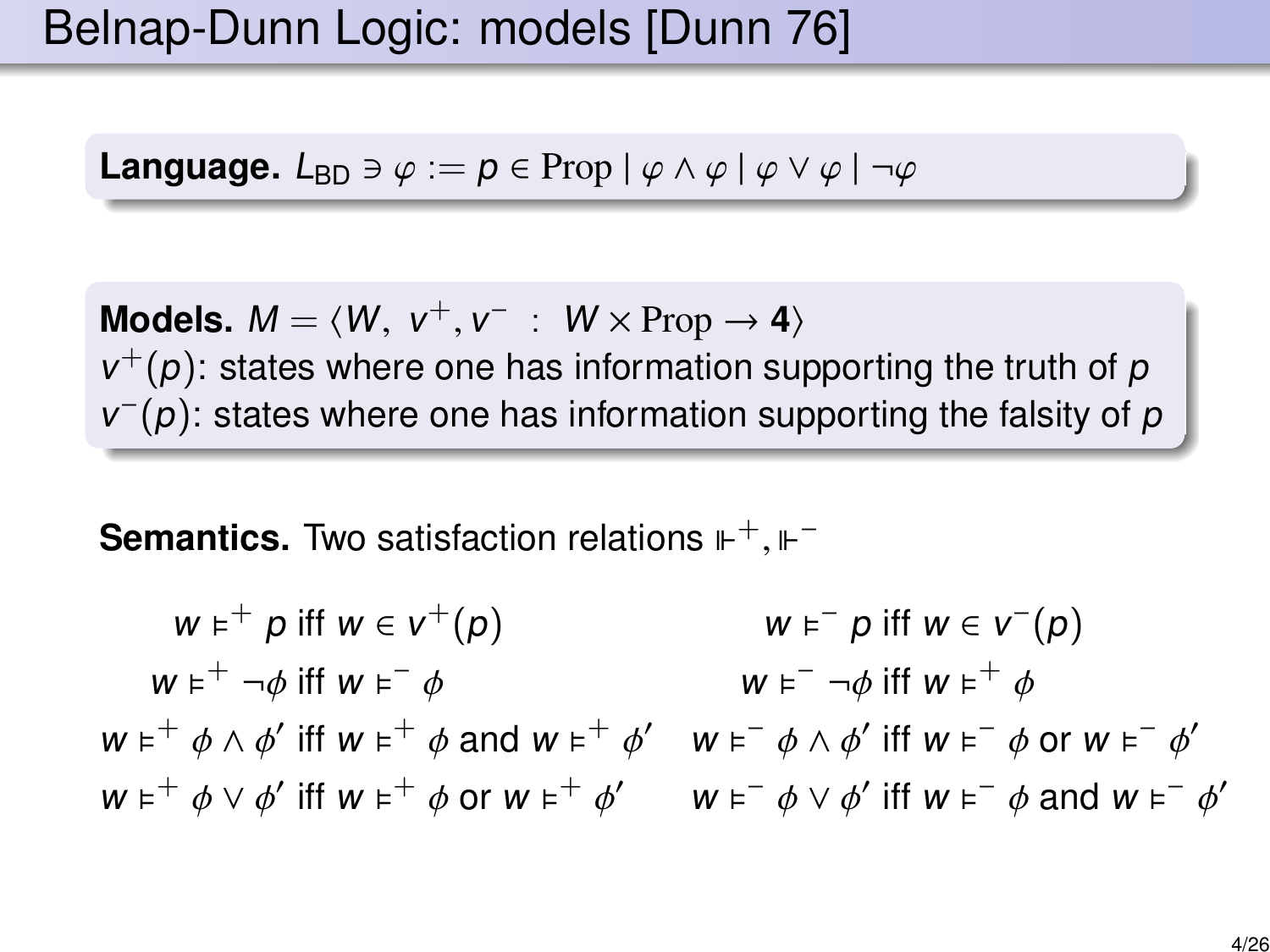# Belnap-Dunn Logic: models [Dunn 76]

**Language.** $L_{\mathrm{BD}} \ni \varphi := p \in \mathrm{Prop} \mid \varphi \wedge \varphi \mid \varphi \vee \varphi \mid \neg\varphi$

**Models.** $M = \langle W,\ v^{+}, v^{-}\ :\ W \times \mathrm{Prop} \to \mathbf{4}\rangle$
$v^{+}(p)$: states where one has information supporting the truth of $p$
$v^{-}(p)$: states where one has information supporting the falsity of $p$

**Semantics.** Two satisfaction relations $\Vdash^{+}, \Vdash^{-}$

$$
\begin{array}{rr}
w \vDash^{+} p \text{ iff } w \in v^{+}(p) & w \vDash^{-} p \text{ iff } w \in v^{-}(p) \\
w \vDash^{+} \neg\phi \text{ iff } w \vDash^{-} \phi & w \vDash^{-} \neg\phi \text{ iff } w \vDash^{+} \phi \\
w \vDash^{+} \phi \wedge \phi' \text{ iff } w \vDash^{+} \phi \text{ and } w \vDash^{+} \phi' & w \vDash^{-} \phi \wedge \phi' \text{ iff } w \vDash^{-} \phi \text{ or } w \vDash^{-} \phi' \\
w \vDash^{+} \phi \vee \phi' \text{ iff } w \vDash^{+} \phi \text{ or } w \vDash^{+} \phi' & w \vDash^{-} \phi \vee \phi' \text{ iff } w \vDash^{-} \phi \text{ and } w \vDash^{-} \phi'
\end{array}
$$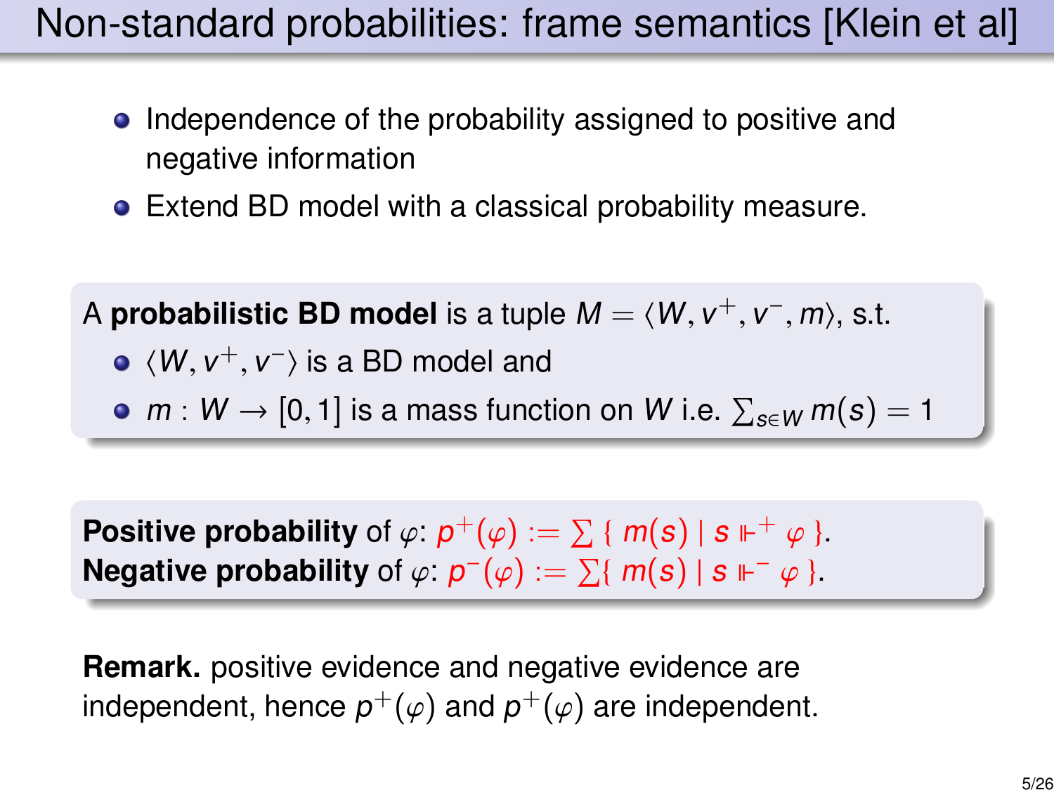# Non-standard probabilities: frame semantics [Klein et al]

- Independence of the probability assigned to positive and negative information
- Extend BD model with a classical probability measure.

A **probabilistic BD model** is a tuple $M = \langle W, v^+, v^-, m \rangle$, s.t.

- $\langle W, v^+, v^- \rangle$ is a BD model and
- $m : W \to [0, 1]$ is a mass function on $W$ i.e. $\sum_{s \in W} m(s) = 1$

**Positive probability** of $\varphi$: $p^+(\varphi) := \sum \{ m(s) \mid s \Vdash^+ \varphi \}$.
**Negative probability** of $\varphi$: $p^-(\varphi) := \sum \{ m(s) \mid s \Vdash^- \varphi \}$.

**Remark.** positive evidence and negative evidence are independent, hence $p^+(\varphi)$ and $p^+(\varphi)$ are independent.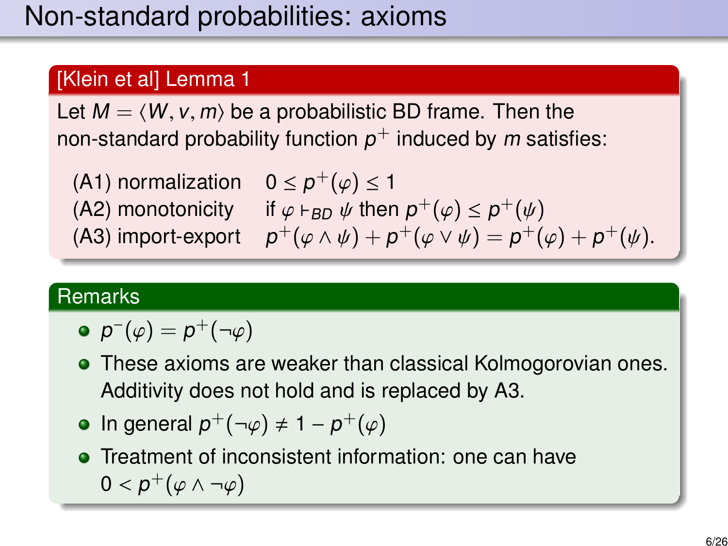# Non-standard probabilities: axioms

### [Klein et al] Lemma 1

Let $M = \langle W, v, m \rangle$ be a probabilistic BD frame. Then the non-standard probability function $p^+$ induced by $m$ satisfies:

| | |
|---|---|
| (A1) normalization | $0 \leq p^+(\varphi) \leq 1$ |
| (A2) monotonicity | if $\varphi \vdash_{BD} \psi$ then $p^+(\varphi) \leq p^+(\psi)$ |
| (A3) import-export | $p^+(\varphi \wedge \psi) + p^+(\varphi \vee \psi) = p^+(\varphi) + p^+(\psi)$. |

### Remarks

- $p^-(\varphi) = p^+(\neg\varphi)$
- These axioms are weaker than classical Kolmogorovian ones. Additivity does not hold and is replaced by A3.
- In general $p^+(\neg\varphi) \neq 1 - p^+(\varphi)$
- Treatment of inconsistent information: one can have $0 < p^+(\varphi \wedge \neg\varphi)$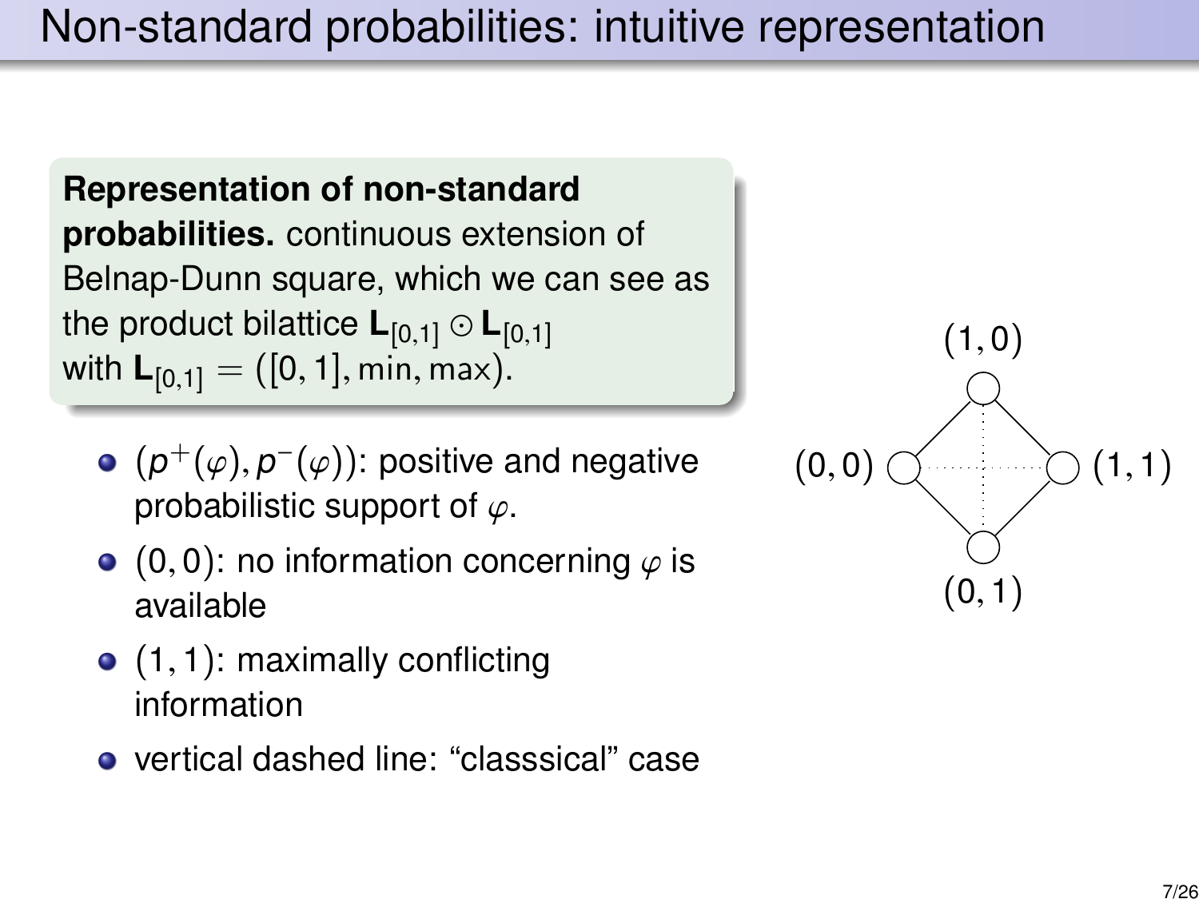# Non-standard probabilities: intuitive representation

**Representation of non-standard probabilities.** continuous extension of Belnap-Dunn square, which we can see as the product bilattice $\mathbf{L}_{[0,1]} \odot \mathbf{L}_{[0,1]}$ with $\mathbf{L}_{[0,1]} = ([0,1], \min, \max)$.

- $(p^+(\varphi), p^-(\varphi))$: positive and negative probabilistic support of $\varphi$.
- $(0,0)$: no information concerning $\varphi$ is available
- $(1,1)$: maximally conflicting information
- vertical dashed line: "classsical" case

$(1,0)$

$(0,0)$ $(1,1)$

$(0,1)$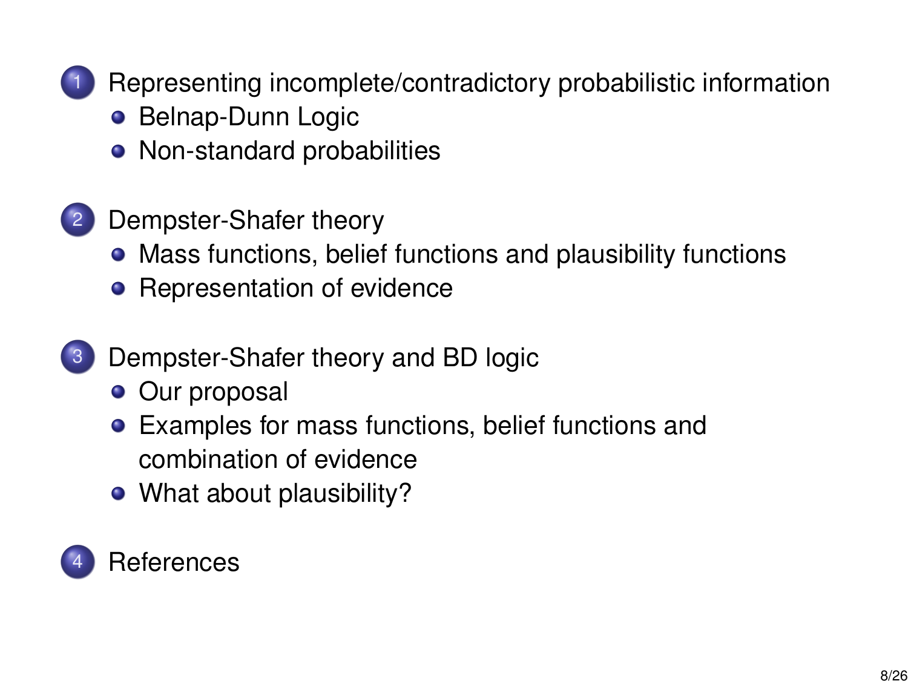1. Representing incomplete/contradictory probabilistic information
   - Belnap-Dunn Logic
   - Non-standard probabilities

2. Dempster-Shafer theory
   - Mass functions, belief functions and plausibility functions
   - Representation of evidence

3. Dempster-Shafer theory and BD logic
   - Our proposal
   - Examples for mass functions, belief functions and combination of evidence
   - What about plausibility?

4. References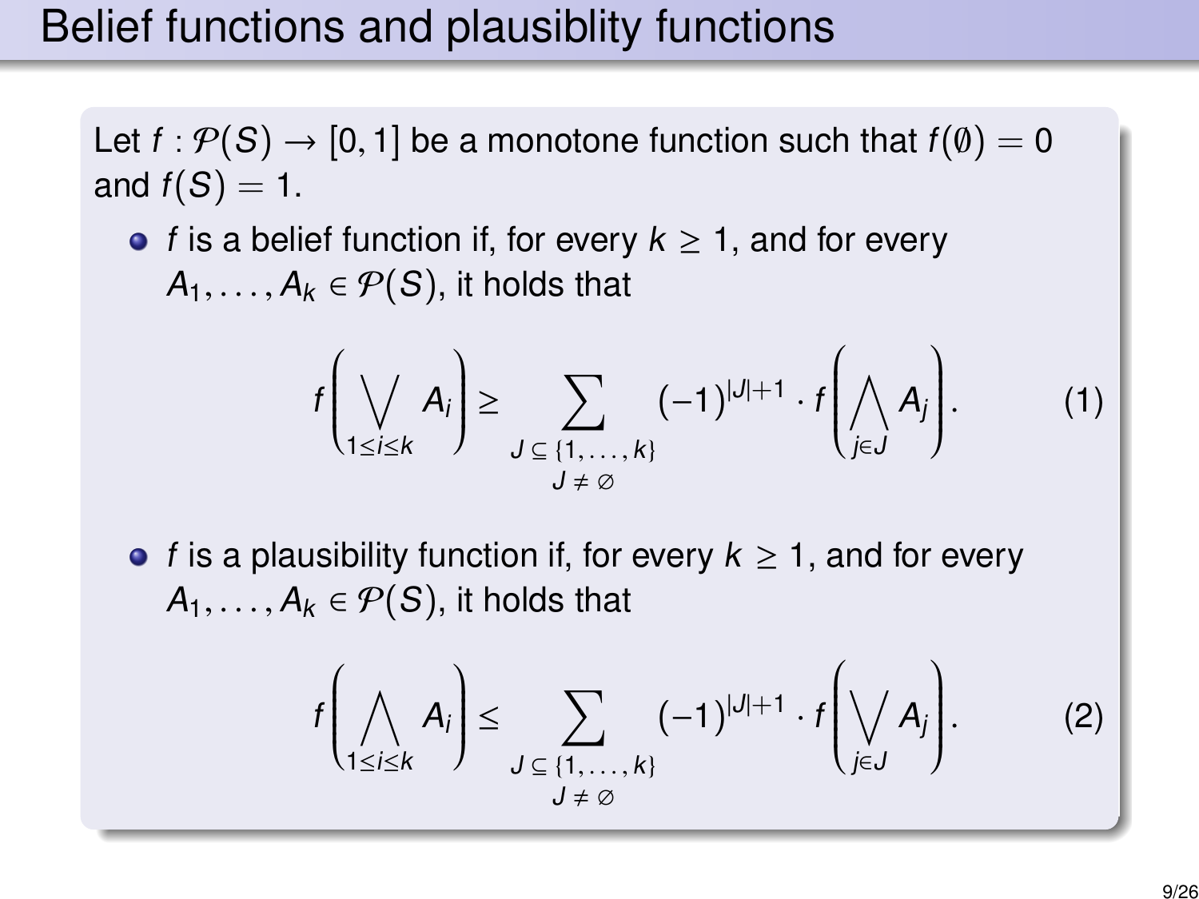# Belief functions and plausiblity functions

Let $f : \mathcal{P}(S) \to [0,1]$ be a monotone function such that $f(\emptyset) = 0$ and $f(S) = 1$.

- $f$ is a belief function if, for every $k \geq 1$, and for every $A_1, \ldots, A_k \in \mathcal{P}(S)$, it holds that

$$f\left(\bigvee_{1 \leq i \leq k} A_i\right) \geq \sum_{\substack{J \subseteq \{1,\ldots,k\} \\ J \neq \varnothing}} (-1)^{|J|+1} \cdot f\left(\bigwedge_{j \in J} A_j\right). \tag{1}$$

- $f$ is a plausibility function if, for every $k \geq 1$, and for every $A_1, \ldots, A_k \in \mathcal{P}(S)$, it holds that

$$f\left(\bigwedge_{1 \leq i \leq k} A_i\right) \leq \sum_{\substack{J \subseteq \{1,\ldots,k\} \\ J \neq \varnothing}} (-1)^{|J|+1} \cdot f\left(\bigvee_{j \in J} A_j\right). \tag{2}$$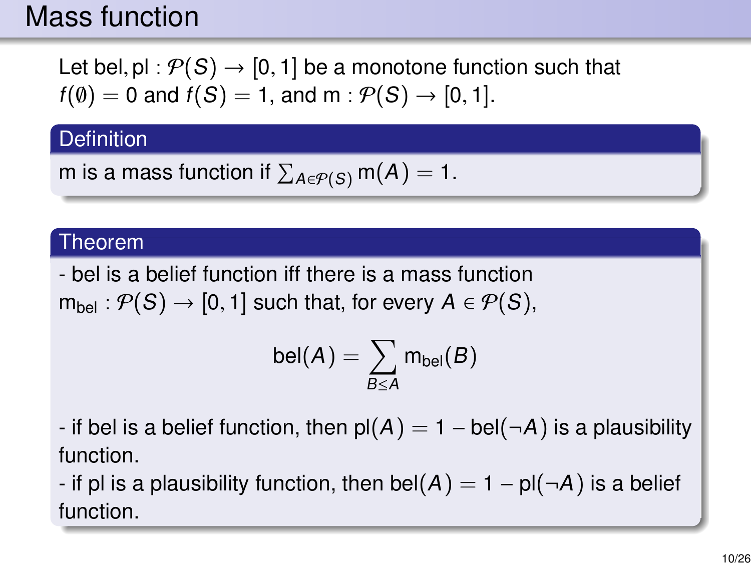# Mass function

Let $\text{bel}, \text{pl} : \mathcal{P}(S) \to [0,1]$ be a monotone function such that $f(\emptyset) = 0$ and $f(S) = 1$, and $\text{m} : \mathcal{P}(S) \to [0,1]$.

**Definition**

m is a mass function if $\sum_{A \in \mathcal{P}(S)} \text{m}(A) = 1$.

**Theorem**

- bel is a belief function iff there is a mass function $\text{m}_{\text{bel}} : \mathcal{P}(S) \to [0,1]$ such that, for every $A \in \mathcal{P}(S)$,

$$\text{bel}(A) = \sum_{B \leq A} \text{m}_{\text{bel}}(B)$$

- if bel is a belief function, then $\text{pl}(A) = 1 - \text{bel}(\neg A)$ is a plausibility function.
- if pl is a plausibility function, then $\text{bel}(A) = 1 - \text{pl}(\neg A)$ is a belief function.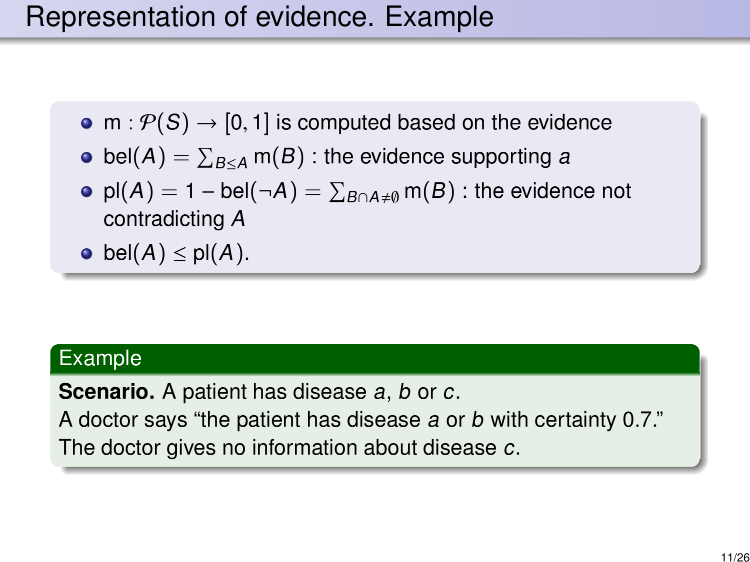# Representation of evidence. Example

- $\mathrm{m} : \mathcal{P}(S) \rightarrow [0, 1]$ is computed based on the evidence
- $\mathrm{bel}(A) = \sum_{B \leq A} \mathrm{m}(B)$ : the evidence supporting *a*
- $\mathrm{pl}(A) = 1 - \mathrm{bel}(\neg A) = \sum_{B \cap A \neq \emptyset} \mathrm{m}(B)$ : the evidence not contradicting $A$
- $\mathrm{bel}(A) \leq \mathrm{pl}(A)$.

## Example

**Scenario.** A patient has disease *a*, *b* or *c*.
A doctor says "the patient has disease *a* or *b* with certainty 0.7."
The doctor gives no information about disease *c*.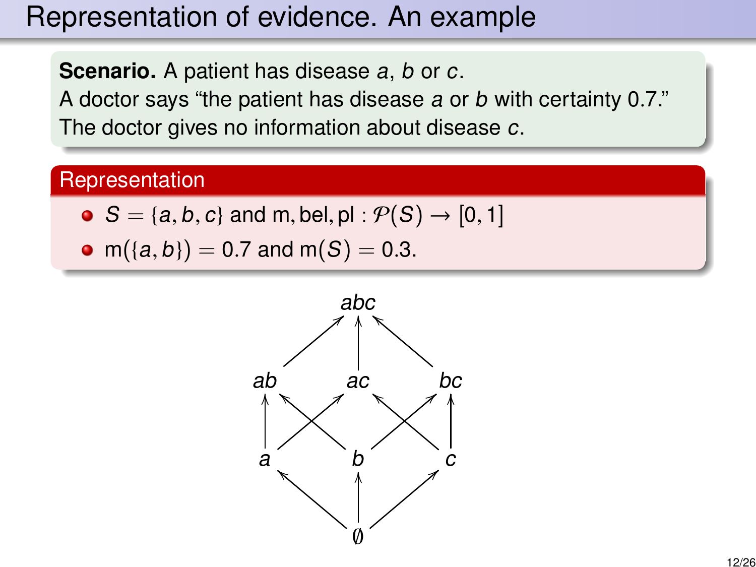# Representation of evidence. An example

**Scenario.** A patient has disease $a$, $b$ or $c$.
A doctor says "the patient has disease $a$ or $b$ with certainty 0.7."
The doctor gives no information about disease $c$.

## Representation

- $S = \{a, b, c\}$ and $\mathrm{m}, \mathrm{bel}, \mathrm{pl} : \mathcal{P}(S) \to [0, 1]$
- $\mathrm{m}(\{a, b\}) = 0.7$ and $\mathrm{m}(S) = 0.3$.

$abc$

$ab$ $\quad ac$ $\quad bc$

$a$ $\quad b$ $\quad c$

$\emptyset$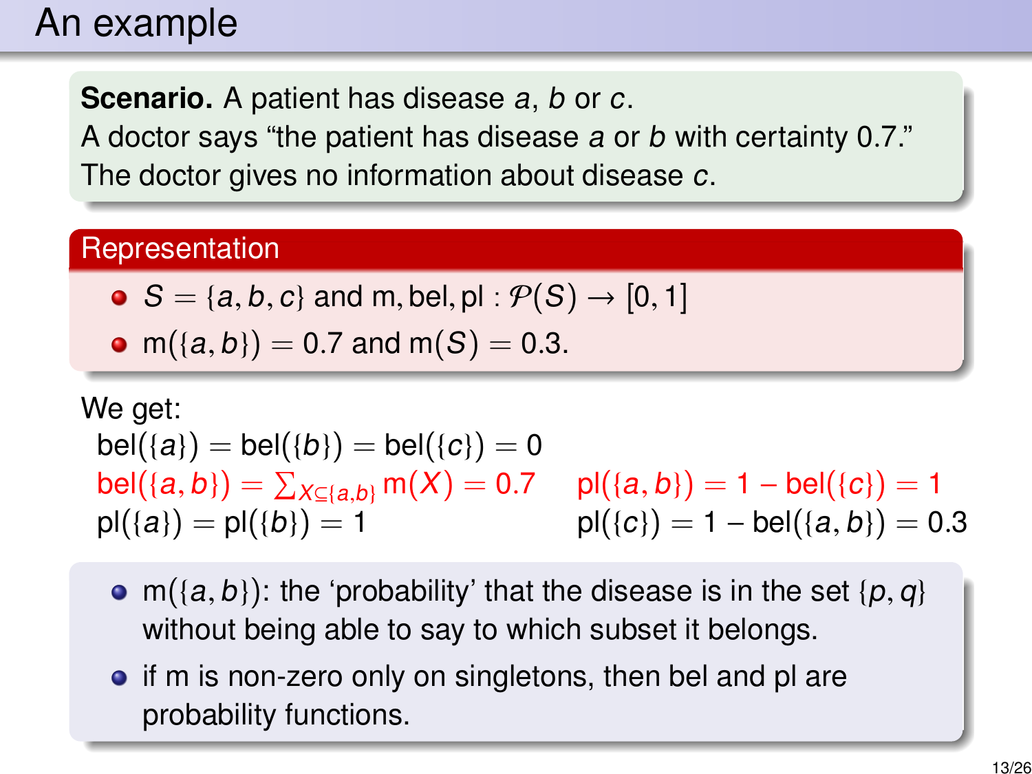# An example

**Scenario.** A patient has disease $a$, $b$ or $c$.
A doctor says "the patient has disease $a$ or $b$ with certainty 0.7."
The doctor gives no information about disease $c$.

## Representation

- $S = \{a, b, c\}$ and $\mathrm{m}, \mathrm{bel}, \mathrm{pl} : \mathcal{P}(S) \to [0, 1]$
- $\mathrm{m}(\{a, b\}) = 0.7$ and $\mathrm{m}(S) = 0.3$.

We get:

$\mathrm{bel}(\{a\}) = \mathrm{bel}(\{b\}) = \mathrm{bel}(\{c\}) = 0$

$\mathrm{bel}(\{a, b\}) = \sum_{X \subseteq \{a,b\}} \mathrm{m}(X) = 0.7$ $\quad$ $\mathrm{pl}(\{a, b\}) = 1 - \mathrm{bel}(\{c\}) = 1$

$\mathrm{pl}(\{a\}) = \mathrm{pl}(\{b\}) = 1$ $\quad$ $\mathrm{pl}(\{c\}) = 1 - \mathrm{bel}(\{a, b\}) = 0.3$

- $\mathrm{m}(\{a, b\})$: the 'probability' that the disease is in the set $\{p, q\}$ without being able to say to which subset it belongs.
- if m is non-zero only on singletons, then bel and pl are probability functions.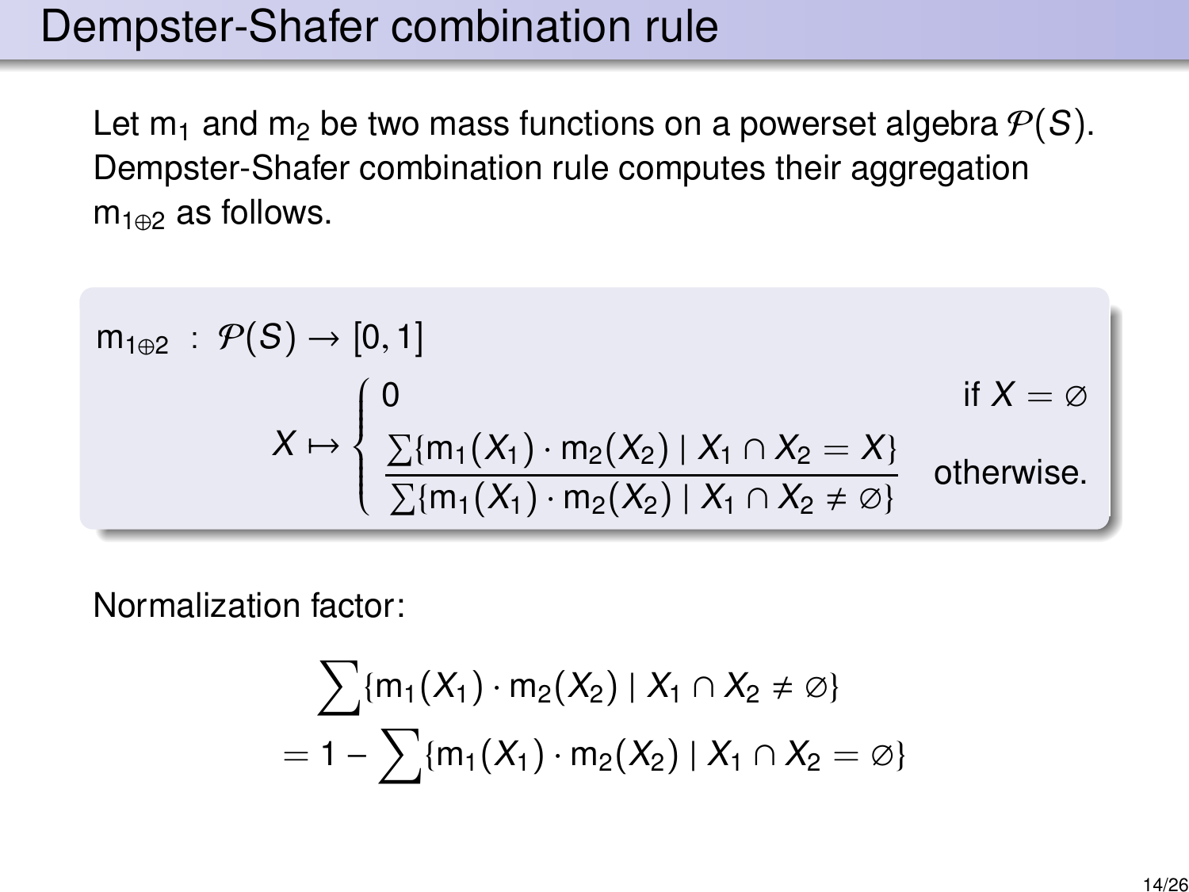# Dempster-Shafer combination rule

Let $\mathrm{m}_1$ and $\mathrm{m}_2$ be two mass functions on a powerset algebra $\mathcal{P}(S)$. Dempster-Shafer combination rule computes their aggregation $\mathrm{m}_{1\oplus 2}$ as follows.

$$
\begin{aligned}
\mathrm{m}_{1\oplus 2} \;:\; & \mathcal{P}(S) \to [0,1] \\
& X \mapsto \begin{cases} 0 & \text{if } X = \varnothing \\ \dfrac{\sum\{\mathrm{m}_1(X_1)\cdot \mathrm{m}_2(X_2) \mid X_1 \cap X_2 = X\}}{\sum\{\mathrm{m}_1(X_1)\cdot \mathrm{m}_2(X_2) \mid X_1 \cap X_2 \neq \varnothing\}} & \text{otherwise.} \end{cases}
\end{aligned}
$$

Normalization factor:

$$
\begin{aligned}
& \sum\{\mathrm{m}_1(X_1)\cdot \mathrm{m}_2(X_2) \mid X_1 \cap X_2 \neq \varnothing\} \\
= \; & 1 - \sum\{\mathrm{m}_1(X_1)\cdot \mathrm{m}_2(X_2) \mid X_1 \cap X_2 = \varnothing\}
\end{aligned}
$$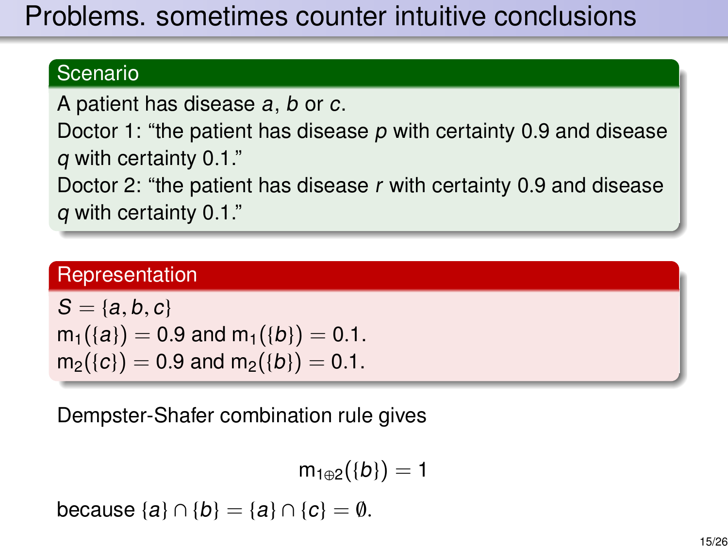# Problems. sometimes counter intuitive conclusions

### Scenario

A patient has disease $a$, $b$ or $c$.
Doctor 1: "the patient has disease $p$ with certainty 0.9 and disease $q$ with certainty 0.1."
Doctor 2: "the patient has disease $r$ with certainty 0.9 and disease $q$ with certainty 0.1."

### Representation

$S = \{a, b, c\}$
$m_1(\{a\}) = 0.9$ and $m_1(\{b\}) = 0.1$.
$m_2(\{c\}) = 0.9$ and $m_2(\{b\}) = 0.1$.

Dempster-Shafer combination rule gives

$$m_{1 \oplus 2}(\{b\}) = 1$$

because $\{a\} \cap \{b\} = \{a\} \cap \{c\} = \emptyset$.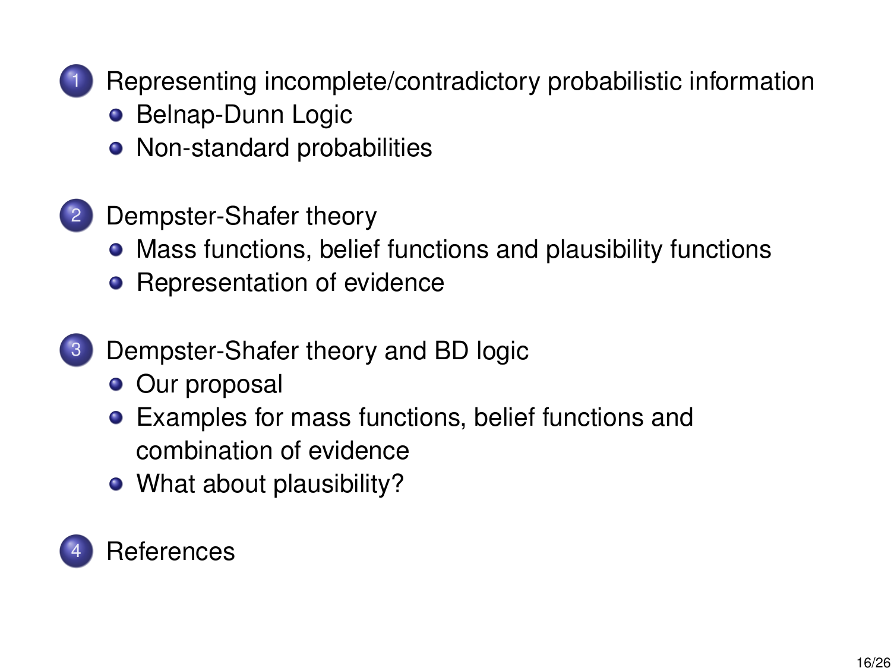1. Representing incomplete/contradictory probabilistic information
   - Belnap-Dunn Logic
   - Non-standard probabilities
2. Dempster-Shafer theory
   - Mass functions, belief functions and plausibility functions
   - Representation of evidence
3. Dempster-Shafer theory and BD logic
   - Our proposal
   - Examples for mass functions, belief functions and combination of evidence
   - What about plausibility?
4. References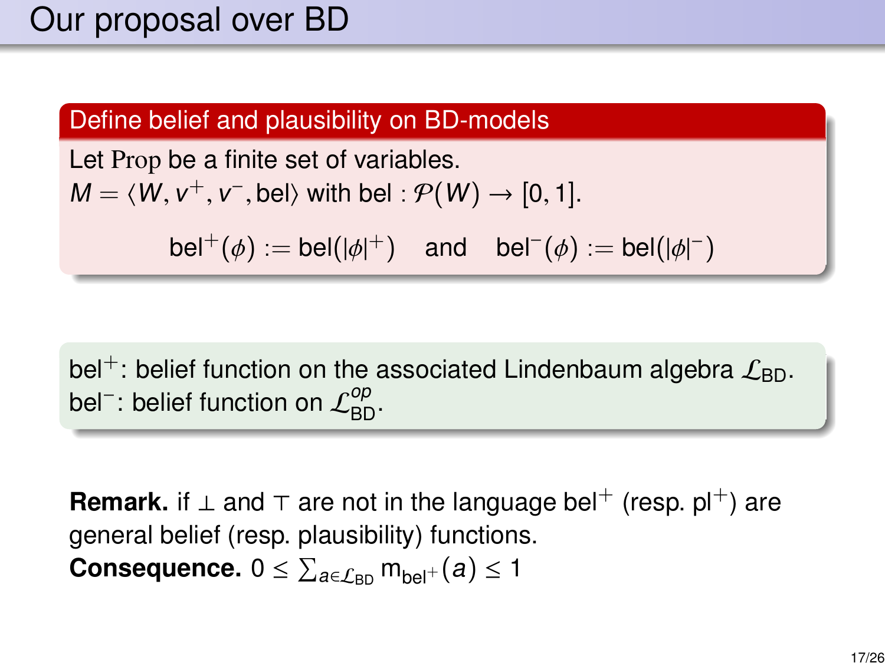# Our proposal over BD

**Define belief and plausibility on BD-models**

Let $\mathrm{Prop}$ be a finite set of variables.
$M = \langle W, v^+, v^-, \mathsf{bel} \rangle$ with $\mathsf{bel} : \mathcal{P}(W) \to [0, 1]$.

$$\mathsf{bel}^+(\phi) := \mathsf{bel}(|\phi|^+) \quad \text{and} \quad \mathsf{bel}^-(\phi) := \mathsf{bel}(|\phi|^-)$$

$\mathsf{bel}^+$: belief function on the associated Lindenbaum algebra $\mathcal{L}_{\mathsf{BD}}$.
$\mathsf{bel}^-$: belief function on $\mathcal{L}_{\mathsf{BD}}^{op}$.

**Remark.** if $\bot$ and $\top$ are not in the language $\mathsf{bel}^+$ (resp. $\mathsf{pl}^+$) are general belief (resp. plausibility) functions.
**Consequence.** $0 \leq \sum_{a \in \mathcal{L}_{\mathsf{BD}}} \mathsf{m}_{\mathsf{bel}^+}(a) \leq 1$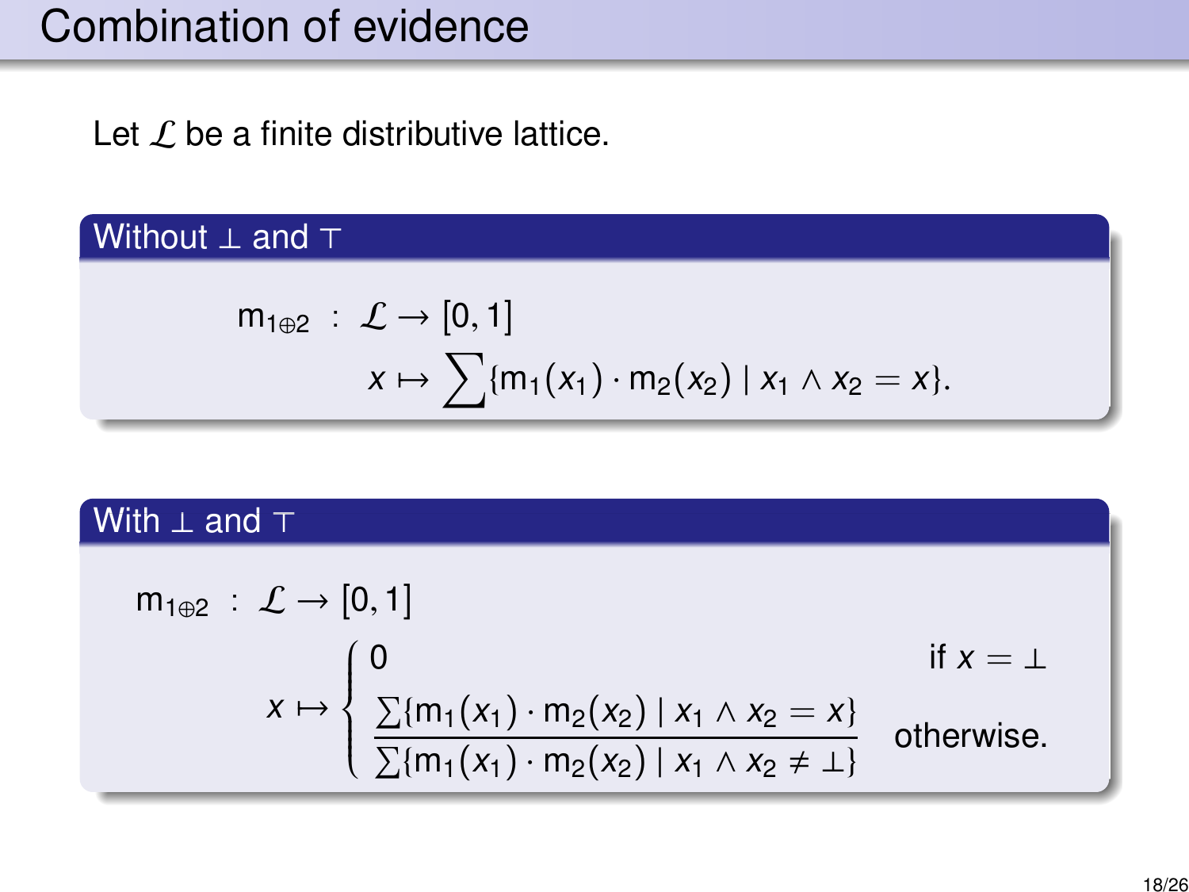# Combination of evidence

Let $\mathcal{L}$ be a finite distributive lattice.

### Without $\bot$ and $\top$

$$
\begin{aligned}
\mathrm{m}_{1\oplus 2} \; : \; & \mathcal{L} \to [0,1] \\
& x \mapsto \sum \{\mathrm{m}_1(x_1) \cdot \mathrm{m}_2(x_2) \mid x_1 \wedge x_2 = x\}.
\end{aligned}
$$

### With $\bot$ and $\top$

$$
\begin{aligned}
\mathrm{m}_{1\oplus 2} \; : \; & \mathcal{L} \to [0,1] \\
& x \mapsto \begin{cases} 0 & \text{if } x = \bot \\ \dfrac{\sum \{\mathrm{m}_1(x_1) \cdot \mathrm{m}_2(x_2) \mid x_1 \wedge x_2 = x\}}{\sum \{\mathrm{m}_1(x_1) \cdot \mathrm{m}_2(x_2) \mid x_1 \wedge x_2 \neq \bot\}} & \text{otherwise.} \end{cases}
\end{aligned}
$$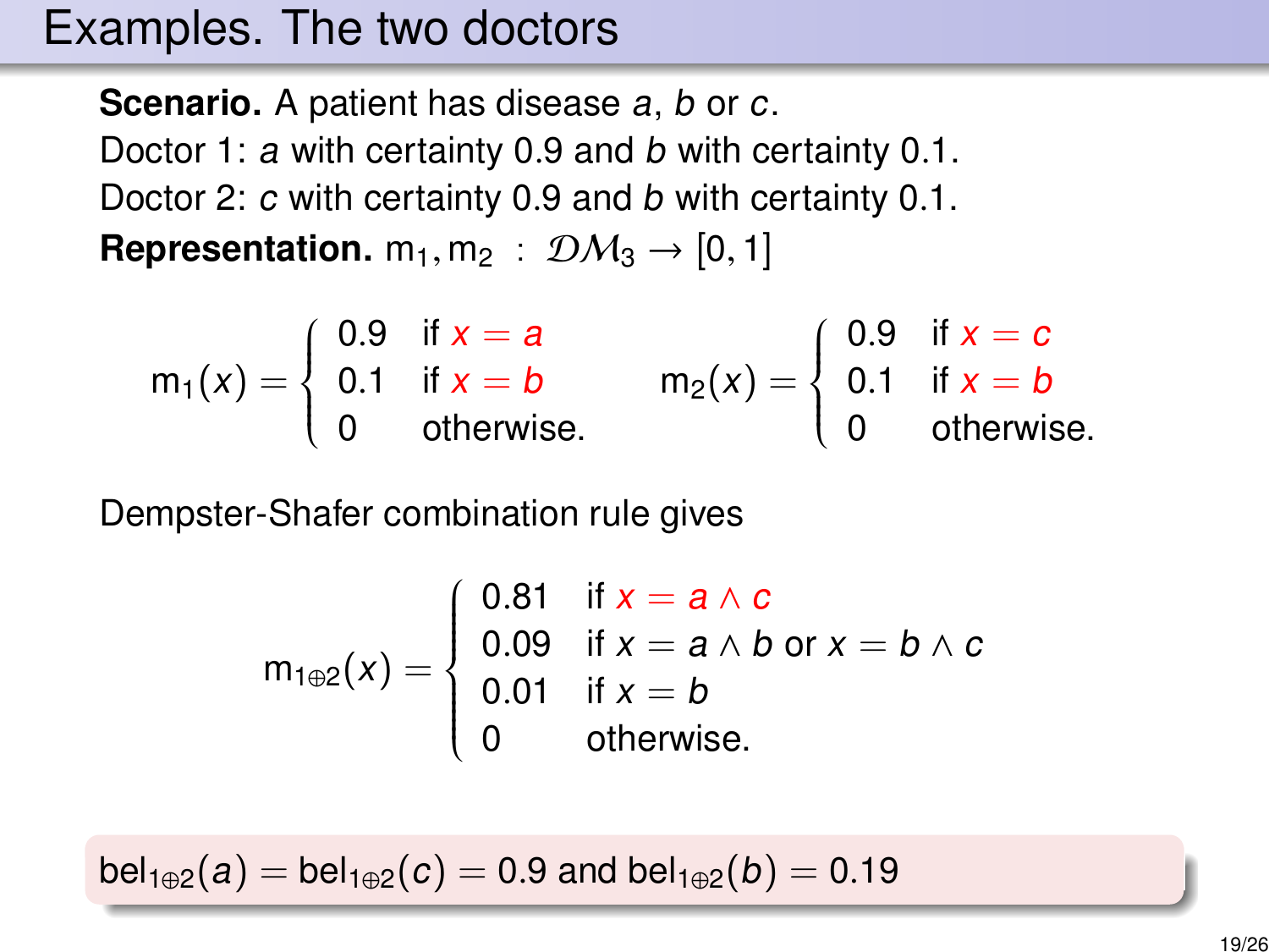# Examples. The two doctors

**Scenario.** A patient has disease $a$, $b$ or $c$.
Doctor 1: $a$ with certainty 0.9 and $b$ with certainty 0.1.
Doctor 2: $c$ with certainty 0.9 and $b$ with certainty 0.1.
**Representation.** $\mathrm{m}_1, \mathrm{m}_2 \; : \; \mathcal{DM}_3 \to [0,1]$

$$\mathrm{m}_1(x) = \begin{cases} 0.9 & \text{if } x = a \\ 0.1 & \text{if } x = b \\ 0 & \text{otherwise.} \end{cases} \qquad \mathrm{m}_2(x) = \begin{cases} 0.9 & \text{if } x = c \\ 0.1 & \text{if } x = b \\ 0 & \text{otherwise.} \end{cases}$$

Dempster-Shafer combination rule gives

$$\mathrm{m}_{1\oplus 2}(x) = \begin{cases} 0.81 & \text{if } x = a \wedge c \\ 0.09 & \text{if } x = a \wedge b \text{ or } x = b \wedge c \\ 0.01 & \text{if } x = b \\ 0 & \text{otherwise.} \end{cases}$$

$\mathrm{bel}_{1\oplus 2}(a) = \mathrm{bel}_{1\oplus 2}(c) = 0.9$ and $\mathrm{bel}_{1\oplus 2}(b) = 0.19$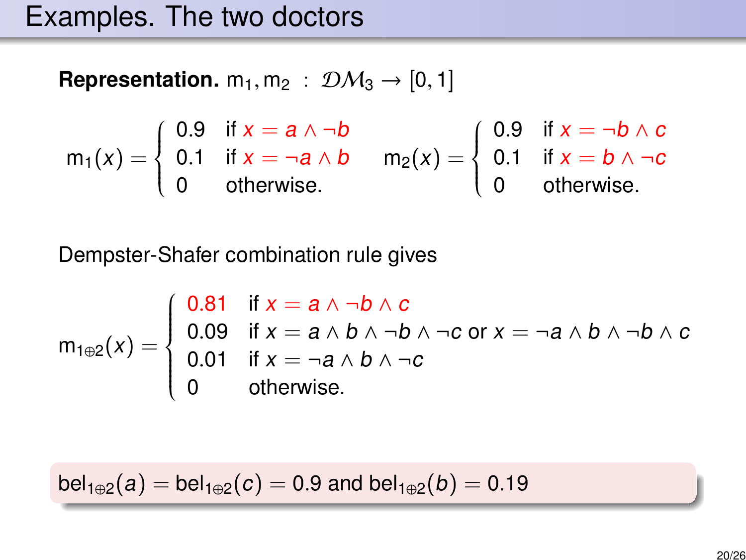# Examples. The two doctors

**Representation.** $\mathrm{m}_1, \mathrm{m}_2 \;:\; \mathcal{DM}_3 \to [0,1]$

$$
\mathrm{m}_1(x) = \begin{cases} 0.9 & \text{if } x = a \wedge \neg b \\ 0.1 & \text{if } x = \neg a \wedge b \\ 0 & \text{otherwise.} \end{cases}
\qquad
\mathrm{m}_2(x) = \begin{cases} 0.9 & \text{if } x = \neg b \wedge c \\ 0.1 & \text{if } x = b \wedge \neg c \\ 0 & \text{otherwise.} \end{cases}
$$

Dempster-Shafer combination rule gives

$$
\mathrm{m}_{1\oplus 2}(x) = \begin{cases} 0.81 & \text{if } x = a \wedge \neg b \wedge c \\ 0.09 & \text{if } x = a \wedge b \wedge \neg b \wedge \neg c \text{ or } x = \neg a \wedge b \wedge \neg b \wedge c \\ 0.01 & \text{if } x = \neg a \wedge b \wedge \neg c \\ 0 & \text{otherwise.} \end{cases}
$$

$\mathrm{bel}_{1\oplus 2}(a) = \mathrm{bel}_{1\oplus 2}(c) = 0.9$ and $\mathrm{bel}_{1\oplus 2}(b) = 0.19$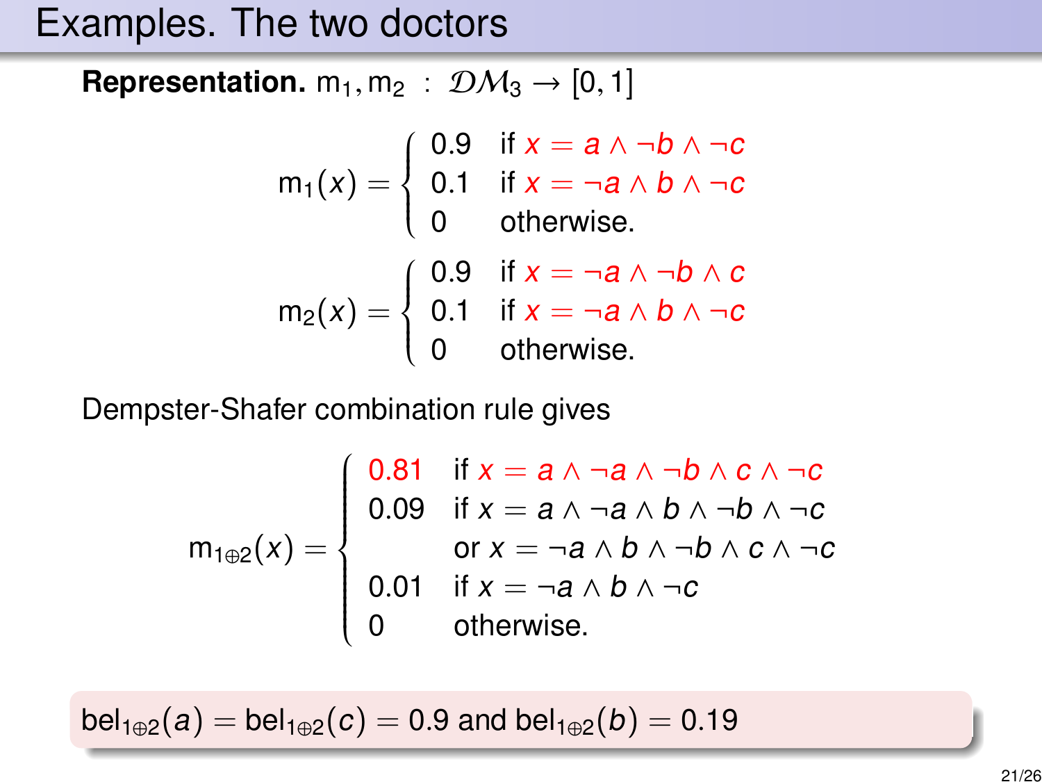# Examples. The two doctors

**Representation.** $\mathrm{m}_1, \mathrm{m}_2 \; : \; \mathcal{DM}_3 \to [0,1]$

$$
\mathrm{m}_1(x) = \begin{cases} 0.9 & \text{if } x = a \wedge \neg b \wedge \neg c \\ 0.1 & \text{if } x = \neg a \wedge b \wedge \neg c \\ 0 & \text{otherwise.} \end{cases}
$$

$$
\mathrm{m}_2(x) = \begin{cases} 0.9 & \text{if } x = \neg a \wedge \neg b \wedge c \\ 0.1 & \text{if } x = \neg a \wedge b \wedge \neg c \\ 0 & \text{otherwise.} \end{cases}
$$

Dempster-Shafer combination rule gives

$$
\mathrm{m}_{1\oplus 2}(x) = \begin{cases} 0.81 & \text{if } x = a \wedge \neg a \wedge \neg b \wedge c \wedge \neg c \\ 0.09 & \text{if } x = a \wedge \neg a \wedge b \wedge \neg b \wedge \neg c \\ & \text{or } x = \neg a \wedge b \wedge \neg b \wedge c \wedge \neg c \\ 0.01 & \text{if } x = \neg a \wedge b \wedge \neg c \\ 0 & \text{otherwise.} \end{cases}
$$

$\mathrm{bel}_{1\oplus 2}(a) = \mathrm{bel}_{1\oplus 2}(c) = 0.9$ and $\mathrm{bel}_{1\oplus 2}(b) = 0.19$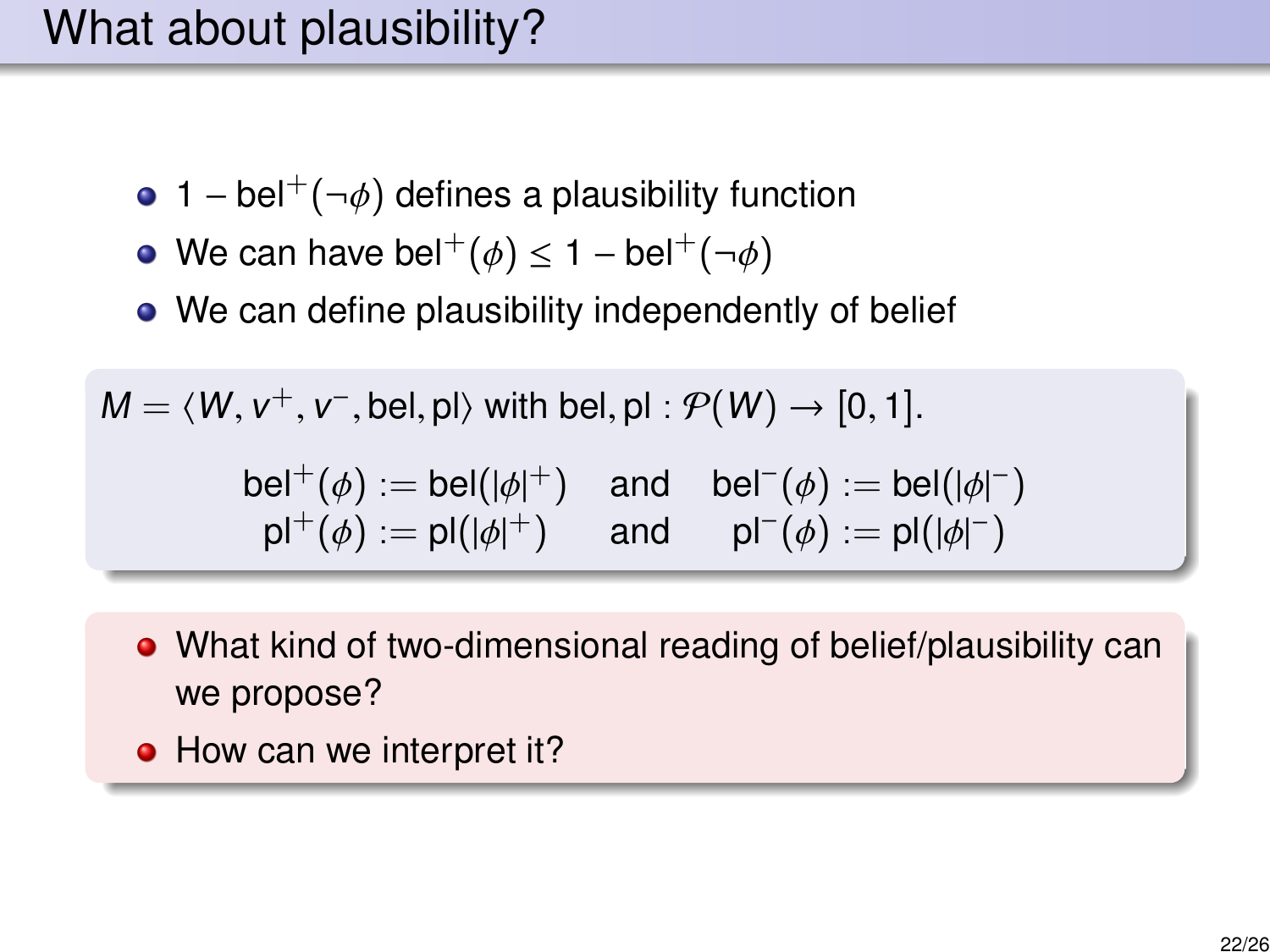# What about plausibility?

- $1 - \text{bel}^+(\neg\phi)$ defines a plausibility function
- We can have $\text{bel}^+(\phi) \leq 1 - \text{bel}^+(\neg\phi)$
- We can define plausibility independently of belief

$M = \langle W, v^+, v^-, \text{bel}, \text{pl} \rangle$ with $\text{bel}, \text{pl} : \mathcal{P}(W) \rightarrow [0,1]$.

$$\text{bel}^+(\phi) := \text{bel}(|\phi|^+) \quad \text{and} \quad \text{bel}^-(\phi) := \text{bel}(|\phi|^-)$$
$$\text{pl}^+(\phi) := \text{pl}(|\phi|^+) \quad \text{and} \quad \text{pl}^-(\phi) := \text{pl}(|\phi|^-)$$

- What kind of two-dimensional reading of belief/plausibility can we propose?
- How can we interpret it?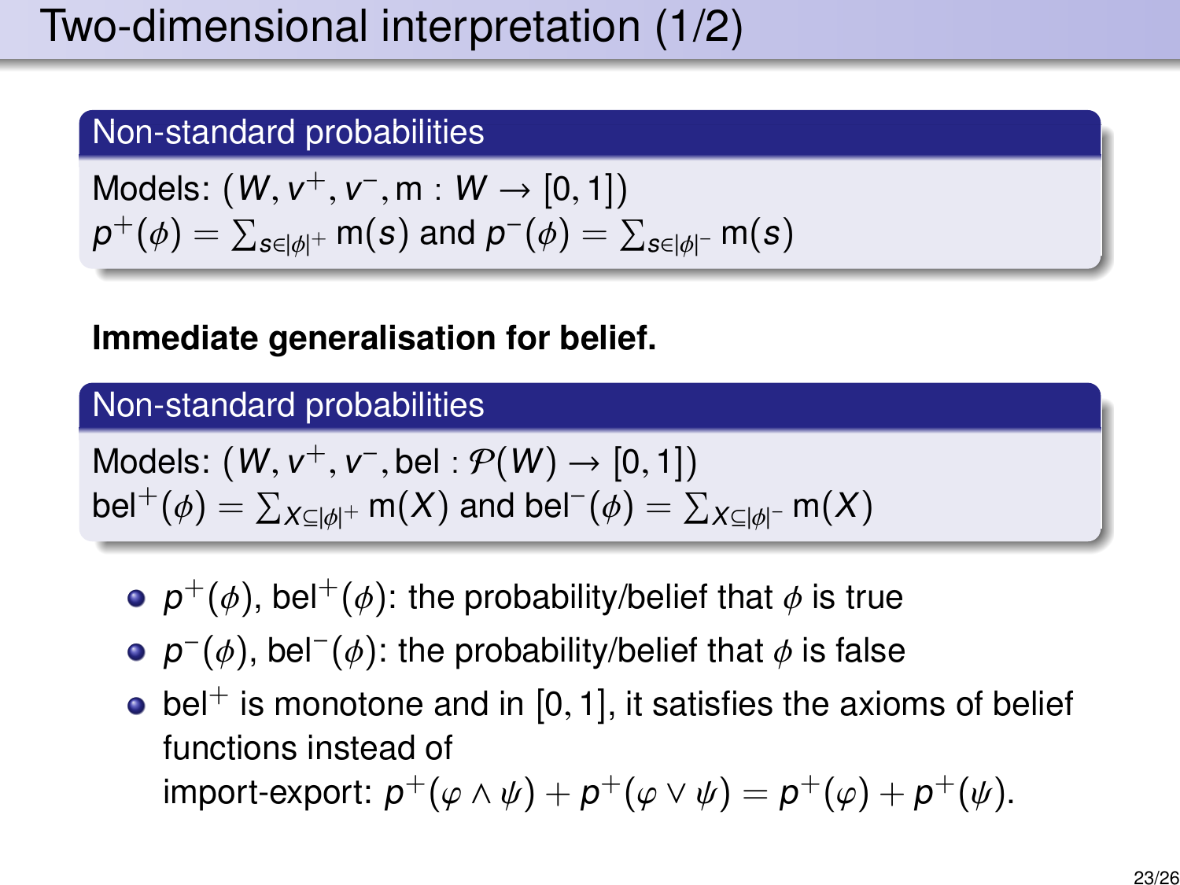# Two-dimensional interpretation (1/2)

**Non-standard probabilities**

Models: $(W, v^+, v^-, \mathrm{m} : W \to [0,1])$
$p^+(\phi) = \sum_{s \in |\phi|^+} \mathrm{m}(s)$ and $p^-(\phi) = \sum_{s \in |\phi|^-} \mathrm{m}(s)$

**Immediate generalisation for belief.**

**Non-standard probabilities**

Models: $(W, v^+, v^-, \mathrm{bel} : \mathcal{P}(W) \to [0,1])$
$\mathrm{bel}^+(\phi) = \sum_{X \subseteq |\phi|^+} \mathrm{m}(X)$ and $\mathrm{bel}^-(\phi) = \sum_{X \subseteq |\phi|^-} \mathrm{m}(X)$

- $p^+(\phi)$, $\mathrm{bel}^+(\phi)$: the probability/belief that $\phi$ is true
- $p^-(\phi)$, $\mathrm{bel}^-(\phi)$: the probability/belief that $\phi$ is false
- $\mathrm{bel}^+$ is monotone and in $[0,1]$, it satisfies the axioms of belief functions instead of import-export: $p^+(\varphi \wedge \psi) + p^+(\varphi \vee \psi) = p^+(\varphi) + p^+(\psi)$.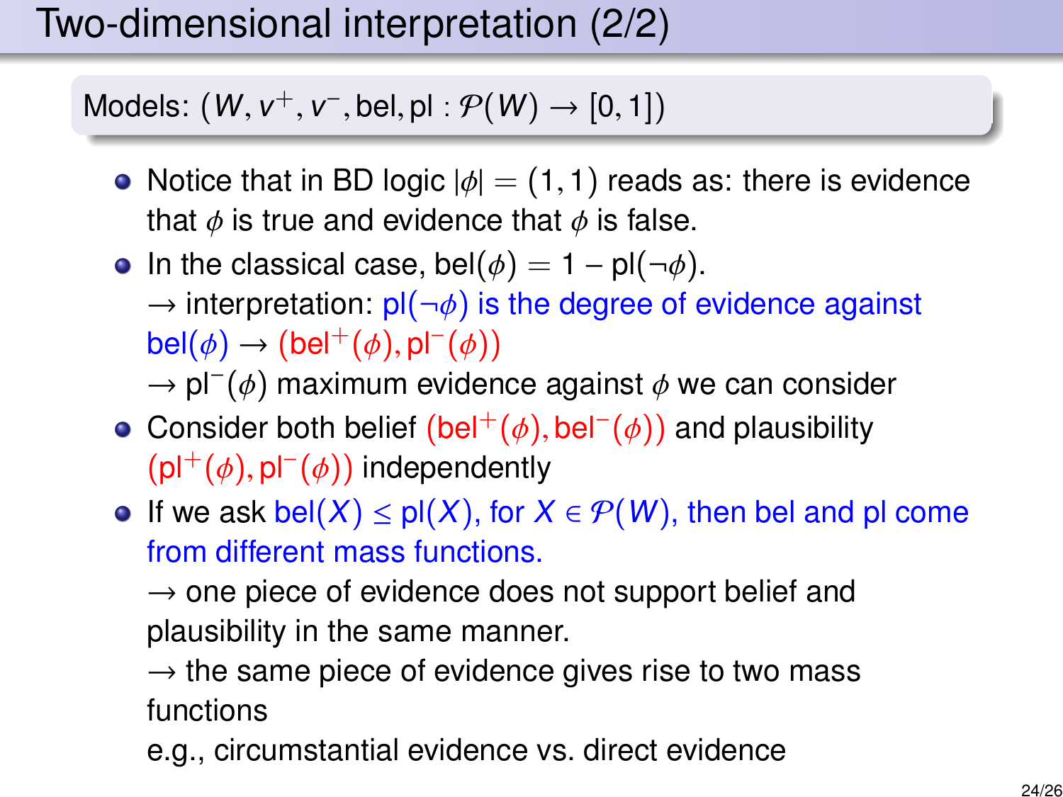# Two-dimensional interpretation (2/2)

Models: $(W, v^+, v^-, \text{bel}, \text{pl} : \mathcal{P}(W) \to [0,1])$

- Notice that in BD logic $|\phi| = (1,1)$ reads as: there is evidence that $\phi$ is true and evidence that $\phi$ is false.
- In the classical case, $\text{bel}(\phi) = 1 - \text{pl}(\neg\phi)$.
  $\to$ interpretation: $\text{pl}(\neg\phi)$ is the degree of evidence against $\text{bel}(\phi)$ $\to$ $(\text{bel}^+(\phi), \text{pl}^-(\phi))$
  $\to$ $\text{pl}^-(\phi)$ maximum evidence against $\phi$ we can consider
- Consider both belief $(\text{bel}^+(\phi), \text{bel}^-(\phi))$ and plausibility $(\text{pl}^+(\phi), \text{pl}^-(\phi))$ independently
- If we ask $\text{bel}(X) \leq \text{pl}(X)$, for $X \in \mathcal{P}(W)$, then bel and pl come from different mass functions.
  $\to$ one piece of evidence does not support belief and plausibility in the same manner.
  $\to$ the same piece of evidence gives rise to two mass functions
  e.g., circumstantial evidence vs. direct evidence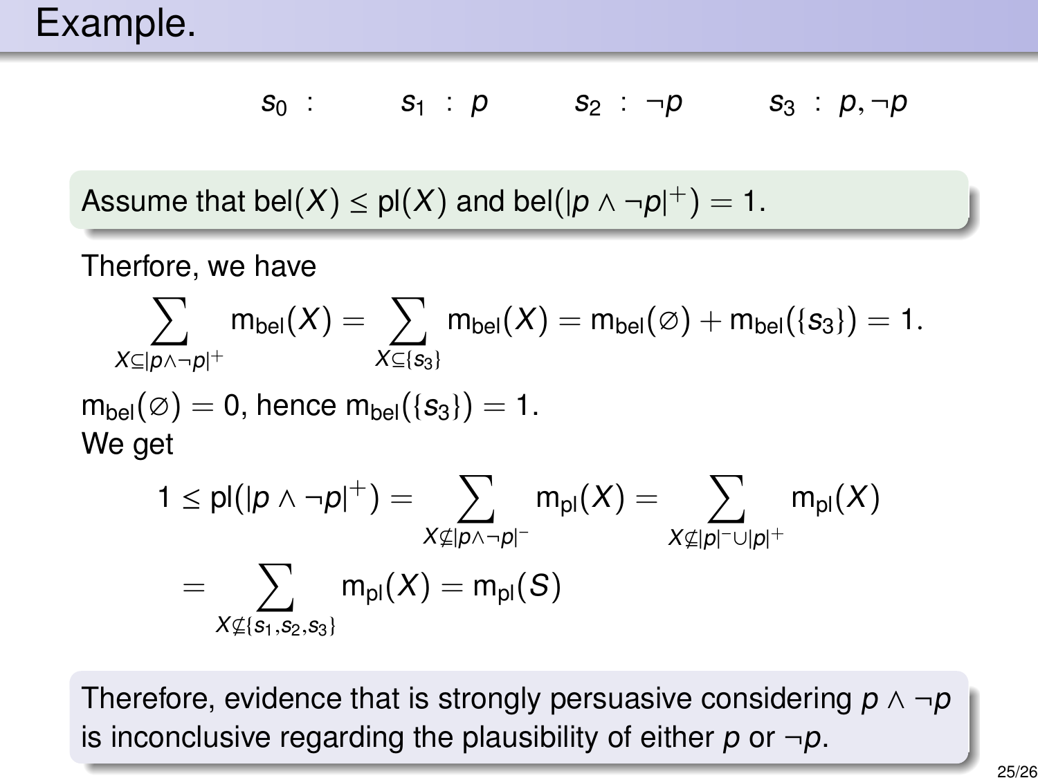# Example.

$$s_0 \;:\qquad s_1 \;:\; p \qquad s_2 \;:\; \neg p \qquad s_3 \;:\; p, \neg p$$

Assume that $\mathrm{bel}(X) \leq \mathrm{pl}(X)$ and $\mathrm{bel}(|p \wedge \neg p|^+) = 1$.

Therfore, we have

$$\sum_{X \subseteq |p \wedge \neg p|^+} \mathrm{m_{bel}}(X) = \sum_{X \subseteq \{s_3\}} \mathrm{m_{bel}}(X) = \mathrm{m_{bel}}(\varnothing) + \mathrm{m_{bel}}(\{s_3\}) = 1.$$

$\mathrm{m_{bel}}(\varnothing) = 0$, hence $\mathrm{m_{bel}}(\{s_3\}) = 1$.
We get

$$1 \leq \mathrm{pl}(|p \wedge \neg p|^+) = \sum_{X \not\subseteq |p \wedge \neg p|^-} \mathrm{m_{pl}}(X) = \sum_{X \not\subseteq |p|^- \cup |p|^+} \mathrm{m_{pl}}(X)$$

$$= \sum_{X \not\subseteq \{s_1, s_2, s_3\}} \mathrm{m_{pl}}(X) = \mathrm{m_{pl}}(S)$$

Therefore, evidence that is strongly persuasive considering $p \wedge \neg p$ is inconclusive regarding the plausibility of either $p$ or $\neg p$.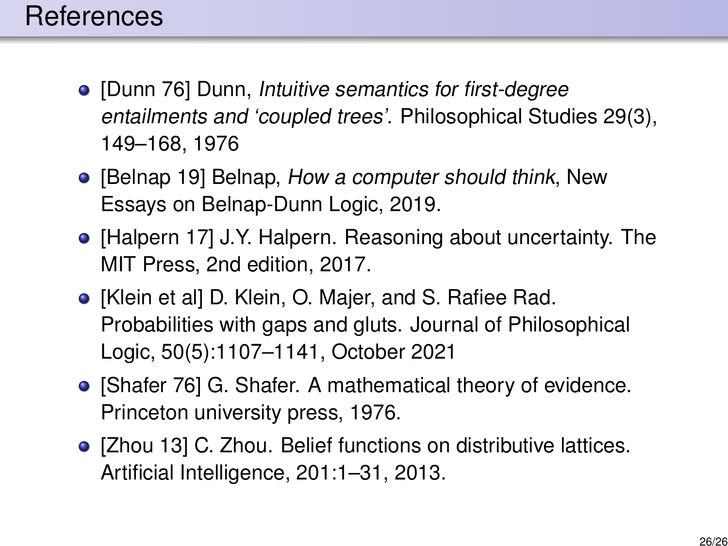# References

- [Dunn 76] Dunn, *Intuitive semantics for first-degree entailments and 'coupled trees'*. Philosophical Studies 29(3), 149–168, 1976
- [Belnap 19] Belnap, *How a computer should think*, New Essays on Belnap-Dunn Logic, 2019.
- [Halpern 17] J.Y. Halpern. Reasoning about uncertainty. The MIT Press, 2nd edition, 2017.
- [Klein et al] D. Klein, O. Majer, and S. Rafiee Rad. Probabilities with gaps and gluts. Journal of Philosophical Logic, 50(5):1107–1141, October 2021
- [Shafer 76] G. Shafer. A mathematical theory of evidence. Princeton university press, 1976.
- [Zhou 13] C. Zhou. Belief functions on distributive lattices. Artificial Intelligence, 201:1–31, 2013.